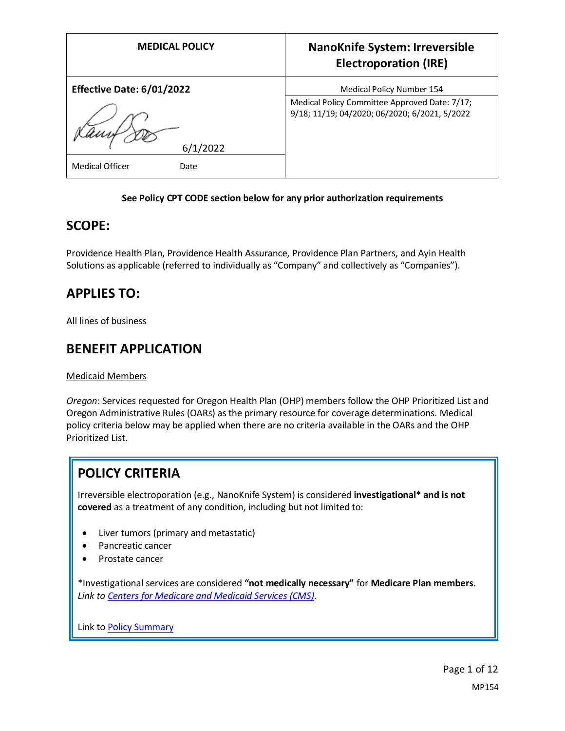| MEDICAL POLICY | NanoKnife System: Irreversible Electroporation (IRE) |
|---|---|
| **Effective Date: 6/01/2022** | Medical Policy Number 154 |
| 6/1/2022 | Medical Policy Committee Approved Date: 7/17; 9/18; 11/19; 04/2020; 06/2020; 6/2021, 5/2022 |
| Medical Officer Date | |

**See Policy CPT CODE section below for any prior authorization requirements**

## SCOPE:

Providence Health Plan, Providence Health Assurance, Providence Plan Partners, and Ayin Health Solutions as applicable (referred to individually as "Company" and collectively as "Companies").

## APPLIES TO:

All lines of business

## BENEFIT APPLICATION

Medicaid Members

*Oregon*: Services requested for Oregon Health Plan (OHP) members follow the OHP Prioritized List and Oregon Administrative Rules (OARs) as the primary resource for coverage determinations. Medical policy criteria below may be applied when there are no criteria available in the OARs and the OHP Prioritized List.

## POLICY CRITERIA

Irreversible electroporation (e.g., NanoKnife System) is considered **investigational* and is not covered** as a treatment of any condition, including but not limited to:

- Liver tumors (primary and metastatic)
- Pancreatic cancer
- Prostate cancer

*Investigational services are considered **"not medically necessary"** for **Medicare Plan members**. *Link to* [Centers for Medicare and Medicaid Services (CMS)](#).

Link to [Policy Summary](#)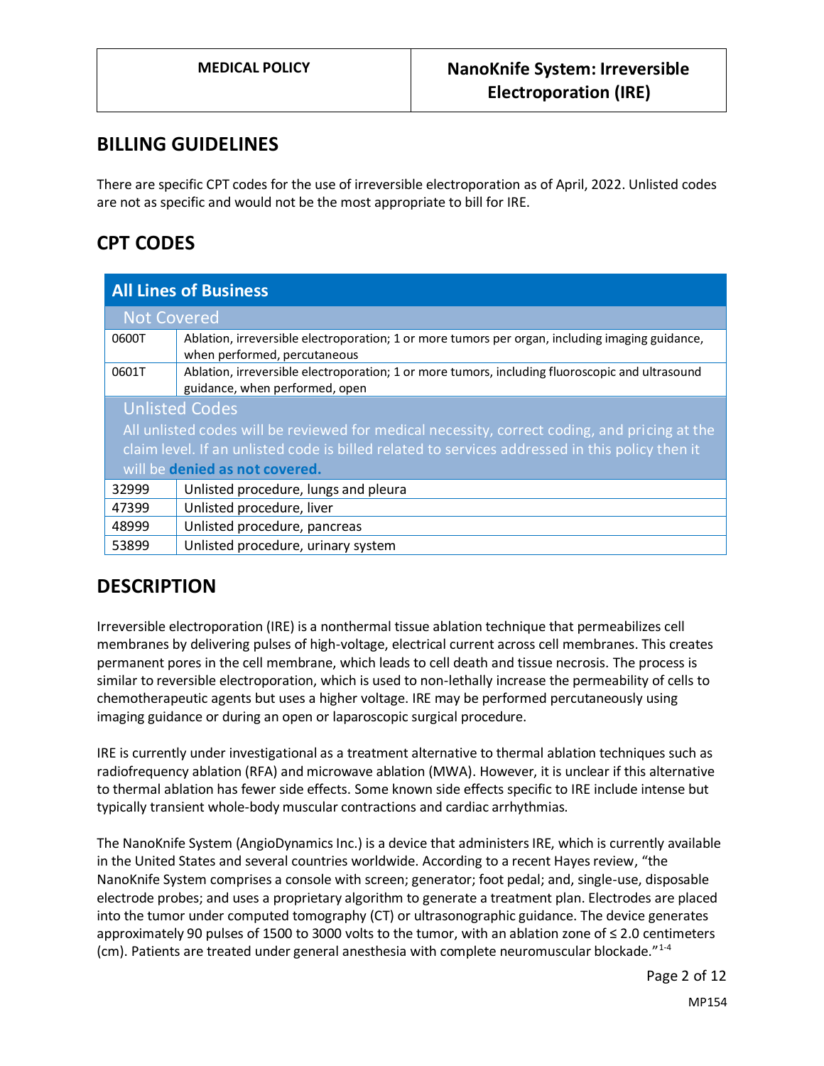## BILLING GUIDELINES

There are specific CPT codes for the use of irreversible electroporation as of April, 2022. Unlisted codes are not as specific and would not be the most appropriate to bill for IRE.

## CPT CODES

| All Lines of Business | |
|---|---|
| **Not Covered** | |
| 0600T | Ablation, irreversible electroporation; 1 or more tumors per organ, including imaging guidance, when performed, percutaneous |
| 0601T | Ablation, irreversible electroporation; 1 or more tumors, including fluoroscopic and ultrasound guidance, when performed, open |
| **Unlisted Codes** All unlisted codes will be reviewed for medical necessity, correct coding, and pricing at the claim level. If an unlisted code is billed related to services addressed in this policy then it will be **denied as not covered.** | |
| 32999 | Unlisted procedure, lungs and pleura |
| 47399 | Unlisted procedure, liver |
| 48999 | Unlisted procedure, pancreas |
| 53899 | Unlisted procedure, urinary system |

## DESCRIPTION

Irreversible electroporation (IRE) is a nonthermal tissue ablation technique that permeabilizes cell membranes by delivering pulses of high-voltage, electrical current across cell membranes. This creates permanent pores in the cell membrane, which leads to cell death and tissue necrosis. The process is similar to reversible electroporation, which is used to non-lethally increase the permeability of cells to chemotherapeutic agents but uses a higher voltage. IRE may be performed percutaneously using imaging guidance or during an open or laparoscopic surgical procedure.

IRE is currently under investigational as a treatment alternative to thermal ablation techniques such as radiofrequency ablation (RFA) and microwave ablation (MWA). However, it is unclear if this alternative to thermal ablation has fewer side effects. Some known side effects specific to IRE include intense but typically transient whole-body muscular contractions and cardiac arrhythmias.

The NanoKnife System (AngioDynamics Inc.) is a device that administers IRE, which is currently available in the United States and several countries worldwide. According to a recent Hayes review, "the NanoKnife System comprises a console with screen; generator; foot pedal; and, single-use, disposable electrode probes; and uses a proprietary algorithm to generate a treatment plan. Electrodes are placed into the tumor under computed tomography (CT) or ultrasonographic guidance. The device generates approximately 90 pulses of 1500 to 3000 volts to the tumor, with an ablation zone of ≤ 2.0 centimeters (cm). Patients are treated under general anesthesia with complete neuromuscular blockade."[1-4]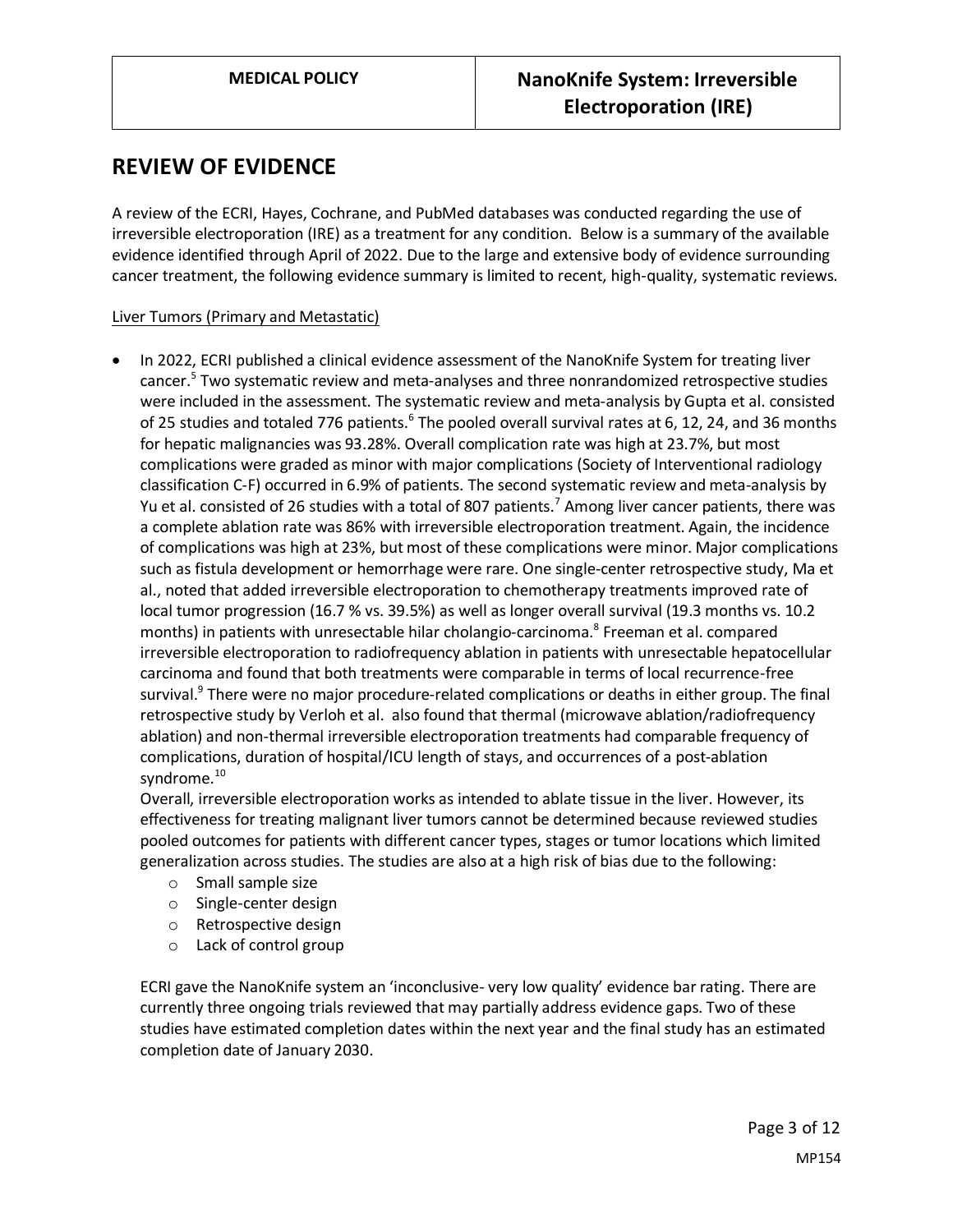## REVIEW OF EVIDENCE

A review of the ECRI, Hayes, Cochrane, and PubMed databases was conducted regarding the use of irreversible electroporation (IRE) as a treatment for any condition. Below is a summary of the available evidence identified through April of 2022. Due to the large and extensive body of evidence surrounding cancer treatment, the following evidence summary is limited to recent, high-quality, systematic reviews.

Liver Tumors (Primary and Metastatic)

- In 2022, ECRI published a clinical evidence assessment of the NanoKnife System for treating liver cancer.[5] Two systematic review and meta-analyses and three nonrandomized retrospective studies were included in the assessment. The systematic review and meta-analysis by Gupta et al. consisted of 25 studies and totaled 776 patients.[6] The pooled overall survival rates at 6, 12, 24, and 36 months for hepatic malignancies was 93.28%. Overall complication rate was high at 23.7%, but most complications were graded as minor with major complications (Society of Interventional radiology classification C-F) occurred in 6.9% of patients. The second systematic review and meta-analysis by Yu et al. consisted of 26 studies with a total of 807 patients.[7] Among liver cancer patients, there was a complete ablation rate was 86% with irreversible electroporation treatment. Again, the incidence of complications was high at 23%, but most of these complications were minor. Major complications such as fistula development or hemorrhage were rare. One single-center retrospective study, Ma et al., noted that added irreversible electroporation to chemotherapy treatments improved rate of local tumor progression (16.7 % vs. 39.5%) as well as longer overall survival (19.3 months vs. 10.2 months) in patients with unresectable hilar cholangio-carcinoma.[8] Freeman et al. compared irreversible electroporation to radiofrequency ablation in patients with unresectable hepatocellular carcinoma and found that both treatments were comparable in terms of local recurrence-free survival.[9] There were no major procedure-related complications or deaths in either group. The final retrospective study by Verloh et al. also found that thermal (microwave ablation/radiofrequency ablation) and non-thermal irreversible electroporation treatments had comparable frequency of complications, duration of hospital/ICU length of stays, and occurrences of a post-ablation syndrome.[10]

  Overall, irreversible electroporation works as intended to ablate tissue in the liver. However, its effectiveness for treating malignant liver tumors cannot be determined because reviewed studies pooled outcomes for patients with different cancer types, stages or tumor locations which limited generalization across studies. The studies are also at a high risk of bias due to the following:

  - Small sample size
  - Single-center design
  - Retrospective design
  - Lack of control group

  ECRI gave the NanoKnife system an 'inconclusive- very low quality' evidence bar rating. There are currently three ongoing trials reviewed that may partially address evidence gaps. Two of these studies have estimated completion dates within the next year and the final study has an estimated completion date of January 2030.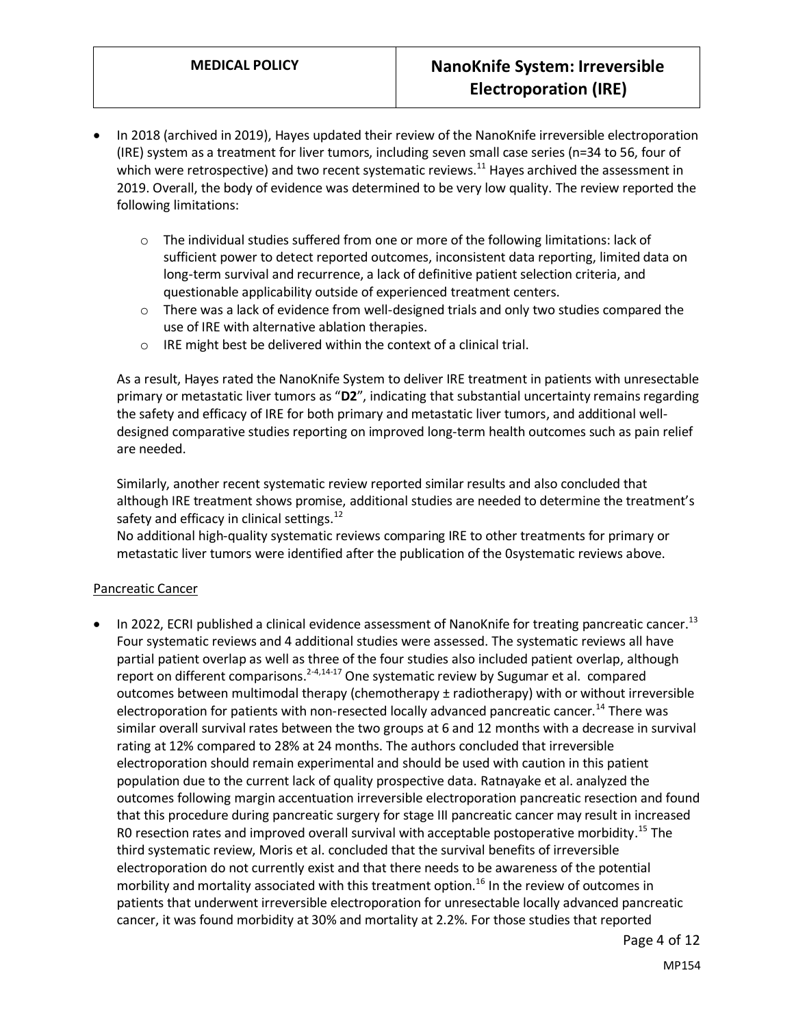- In 2018 (archived in 2019), Hayes updated their review of the NanoKnife irreversible electroporation (IRE) system as a treatment for liver tumors, including seven small case series (n=34 to 56, four of which were retrospective) and two recent systematic reviews.[11] Hayes archived the assessment in 2019. Overall, the body of evidence was determined to be very low quality. The review reported the following limitations:

    - The individual studies suffered from one or more of the following limitations: lack of sufficient power to detect reported outcomes, inconsistent data reporting, limited data on long-term survival and recurrence, a lack of definitive patient selection criteria, and questionable applicability outside of experienced treatment centers.
    - There was a lack of evidence from well-designed trials and only two studies compared the use of IRE with alternative ablation therapies.
    - IRE might best be delivered within the context of a clinical trial.

    As a result, Hayes rated the NanoKnife System to deliver IRE treatment in patients with unresectable primary or metastatic liver tumors as "**D2**", indicating that substantial uncertainty remains regarding the safety and efficacy of IRE for both primary and metastatic liver tumors, and additional well-designed comparative studies reporting on improved long-term health outcomes such as pain relief are needed.

    Similarly, another recent systematic review reported similar results and also concluded that although IRE treatment shows promise, additional studies are needed to determine the treatment's safety and efficacy in clinical settings.[12]
    No additional high-quality systematic reviews comparing IRE to other treatments for primary or metastatic liver tumors were identified after the publication of the 0systematic reviews above.

<u>Pancreatic Cancer</u>

- In 2022, ECRI published a clinical evidence assessment of NanoKnife for treating pancreatic cancer.[13] Four systematic reviews and 4 additional studies were assessed. The systematic reviews all have partial patient overlap as well as three of the four studies also included patient overlap, although report on different comparisons.[2-4,14-17] One systematic review by Sugumar et al. compared outcomes between multimodal therapy (chemotherapy ± radiotherapy) with or without irreversible electroporation for patients with non-resected locally advanced pancreatic cancer.[14] There was similar overall survival rates between the two groups at 6 and 12 months with a decrease in survival rating at 12% compared to 28% at 24 months. The authors concluded that irreversible electroporation should remain experimental and should be used with caution in this patient population due to the current lack of quality prospective data. Ratnayake et al. analyzed the outcomes following margin accentuation irreversible electroporation pancreatic resection and found that this procedure during pancreatic surgery for stage III pancreatic cancer may result in increased R0 resection rates and improved overall survival with acceptable postoperative morbidity.[15] The third systematic review, Moris et al. concluded that the survival benefits of irreversible electroporation do not currently exist and that there needs to be awareness of the potential morbidity and mortality associated with this treatment option.[16] In the review of outcomes in patients that underwent irreversible electroporation for unresectable locally advanced pancreatic cancer, it was found morbidity at 30% and mortality at 2.2%. For those studies that reported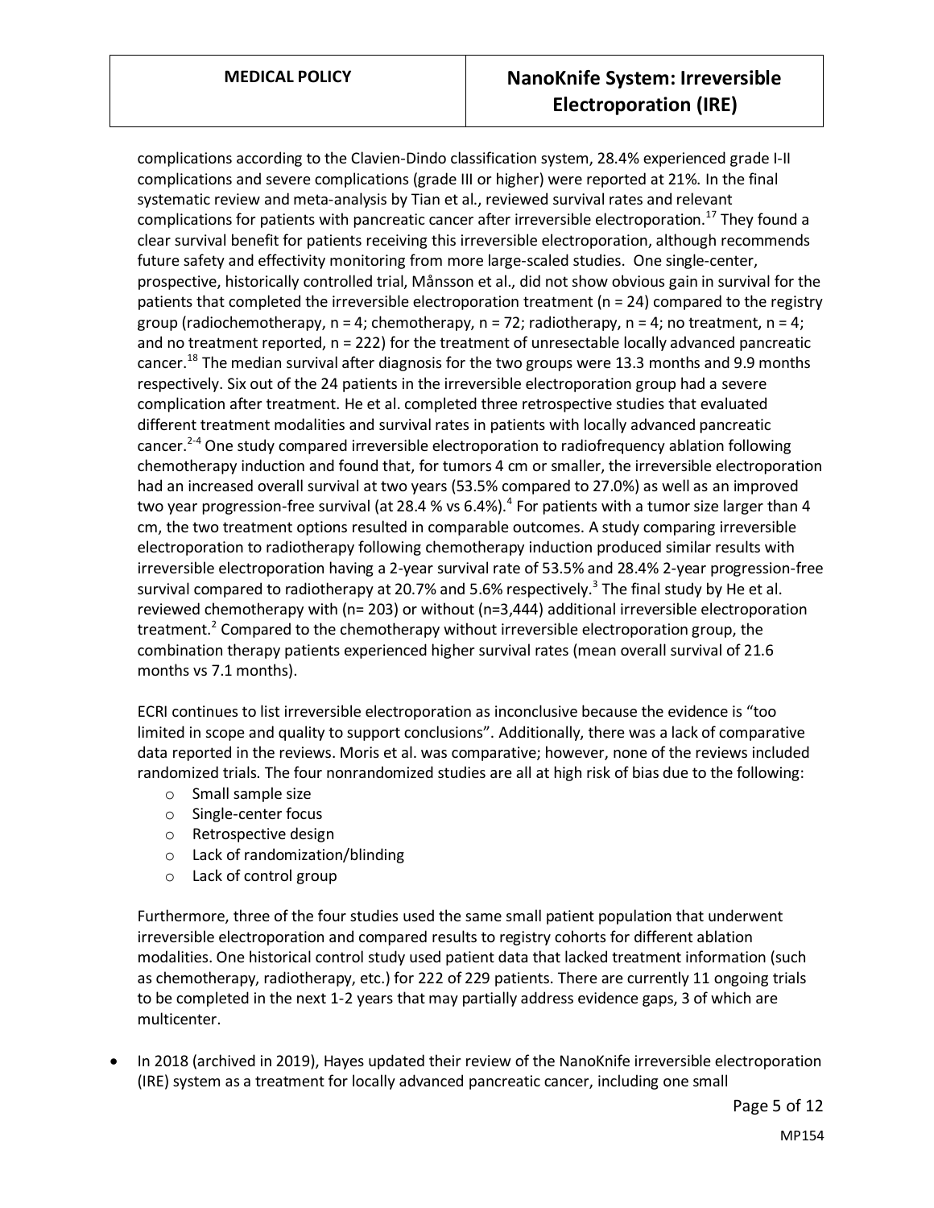complications according to the Clavien-Dindo classification system, 28.4% experienced grade I-II complications and severe complications (grade III or higher) were reported at 21%. In the final systematic review and meta-analysis by Tian et al., reviewed survival rates and relevant complications for patients with pancreatic cancer after irreversible electroporation.[17] They found a clear survival benefit for patients receiving this irreversible electroporation, although recommends future safety and effectivity monitoring from more large-scaled studies. One single-center, prospective, historically controlled trial, Månsson et al., did not show obvious gain in survival for the patients that completed the irreversible electroporation treatment (n = 24) compared to the registry group (radiochemotherapy, n = 4; chemotherapy, n = 72; radiotherapy, n = 4; no treatment, n = 4; and no treatment reported, n = 222) for the treatment of unresectable locally advanced pancreatic cancer.[18] The median survival after diagnosis for the two groups were 13.3 months and 9.9 months respectively. Six out of the 24 patients in the irreversible electroporation group had a severe complication after treatment. He et al. completed three retrospective studies that evaluated different treatment modalities and survival rates in patients with locally advanced pancreatic cancer.[2-4] One study compared irreversible electroporation to radiofrequency ablation following chemotherapy induction and found that, for tumors 4 cm or smaller, the irreversible electroporation had an increased overall survival at two years (53.5% compared to 27.0%) as well as an improved two year progression-free survival (at 28.4 % vs 6.4%).[4] For patients with a tumor size larger than 4 cm, the two treatment options resulted in comparable outcomes. A study comparing irreversible electroporation to radiotherapy following chemotherapy induction produced similar results with irreversible electroporation having a 2-year survival rate of 53.5% and 28.4% 2-year progression-free survival compared to radiotherapy at 20.7% and 5.6% respectively.[3] The final study by He et al. reviewed chemotherapy with (n= 203) or without (n=3,444) additional irreversible electroporation treatment.[2] Compared to the chemotherapy without irreversible electroporation group, the combination therapy patients experienced higher survival rates (mean overall survival of 21.6 months vs 7.1 months).

ECRI continues to list irreversible electroporation as inconclusive because the evidence is "too limited in scope and quality to support conclusions". Additionally, there was a lack of comparative data reported in the reviews. Moris et al. was comparative; however, none of the reviews included randomized trials. The four nonrandomized studies are all at high risk of bias due to the following:

- Small sample size
- Single-center focus
- Retrospective design
- Lack of randomization/blinding
- Lack of control group

Furthermore, three of the four studies used the same small patient population that underwent irreversible electroporation and compared results to registry cohorts for different ablation modalities. One historical control study used patient data that lacked treatment information (such as chemotherapy, radiotherapy, etc.) for 222 of 229 patients. There are currently 11 ongoing trials to be completed in the next 1-2 years that may partially address evidence gaps, 3 of which are multicenter.

- In 2018 (archived in 2019), Hayes updated their review of the NanoKnife irreversible electroporation (IRE) system as a treatment for locally advanced pancreatic cancer, including one small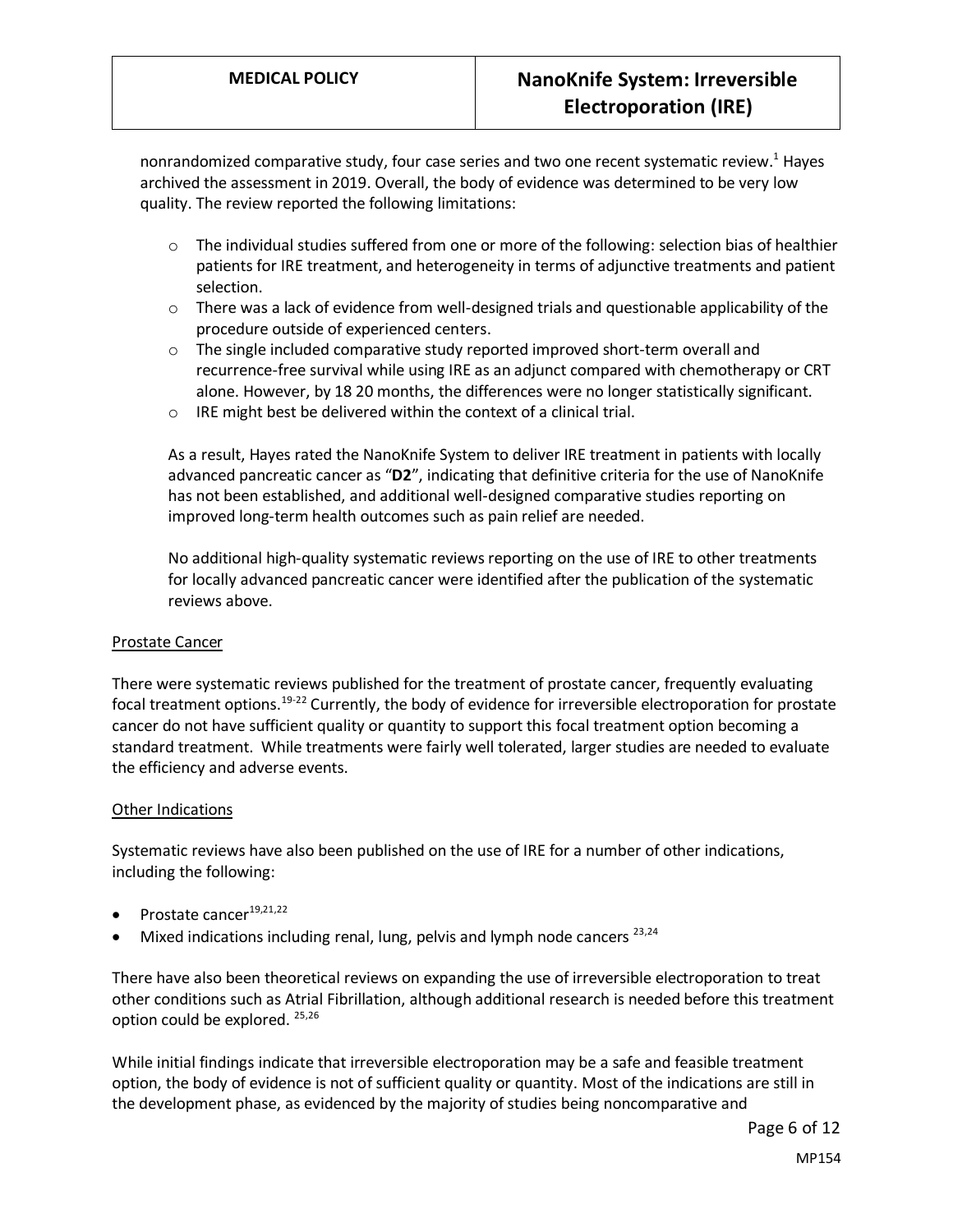nonrandomized comparative study, four case series and two one recent systematic review.[1] Hayes archived the assessment in 2019. Overall, the body of evidence was determined to be very low quality. The review reported the following limitations:

- The individual studies suffered from one or more of the following: selection bias of healthier patients for IRE treatment, and heterogeneity in terms of adjunctive treatments and patient selection.
- There was a lack of evidence from well-designed trials and questionable applicability of the procedure outside of experienced centers.
- The single included comparative study reported improved short-term overall and recurrence-free survival while using IRE as an adjunct compared with chemotherapy or CRT alone. However, by 18 20 months, the differences were no longer statistically significant.
- IRE might best be delivered within the context of a clinical trial.

As a result, Hayes rated the NanoKnife System to deliver IRE treatment in patients with locally advanced pancreatic cancer as "**D2**", indicating that definitive criteria for the use of NanoKnife has not been established, and additional well-designed comparative studies reporting on improved long-term health outcomes such as pain relief are needed.

No additional high-quality systematic reviews reporting on the use of IRE to other treatments for locally advanced pancreatic cancer were identified after the publication of the systematic reviews above.

Prostate Cancer

There were systematic reviews published for the treatment of prostate cancer, frequently evaluating focal treatment options.[19-22] Currently, the body of evidence for irreversible electroporation for prostate cancer do not have sufficient quality or quantity to support this focal treatment option becoming a standard treatment. While treatments were fairly well tolerated, larger studies are needed to evaluate the efficiency and adverse events.

Other Indications

Systematic reviews have also been published on the use of IRE for a number of other indications, including the following:

- Prostate cancer[19,21,22]
- Mixed indications including renal, lung, pelvis and lymph node cancers [23,24]

There have also been theoretical reviews on expanding the use of irreversible electroporation to treat other conditions such as Atrial Fibrillation, although additional research is needed before this treatment option could be explored. [25,26]

While initial findings indicate that irreversible electroporation may be a safe and feasible treatment option, the body of evidence is not of sufficient quality or quantity. Most of the indications are still in the development phase, as evidenced by the majority of studies being noncomparative and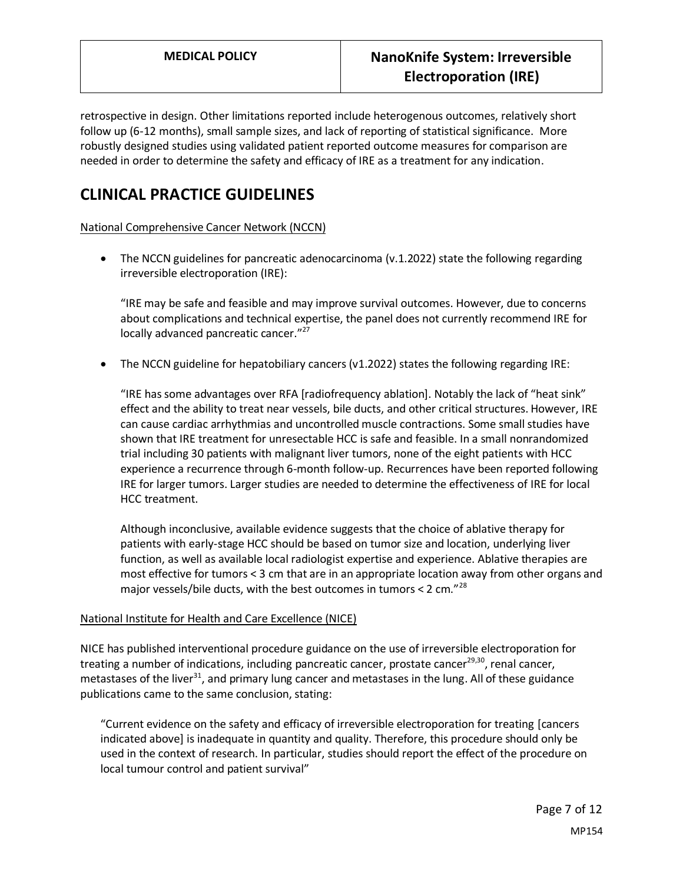retrospective in design. Other limitations reported include heterogenous outcomes, relatively short follow up (6-12 months), small sample sizes, and lack of reporting of statistical significance. More robustly designed studies using validated patient reported outcome measures for comparison are needed in order to determine the safety and efficacy of IRE as a treatment for any indication.

## CLINICAL PRACTICE GUIDELINES

National Comprehensive Cancer Network (NCCN)

- The NCCN guidelines for pancreatic adenocarcinoma (v.1.2022) state the following regarding irreversible electroporation (IRE):

  "IRE may be safe and feasible and may improve survival outcomes. However, due to concerns about complications and technical expertise, the panel does not currently recommend IRE for locally advanced pancreatic cancer."[27]

- The NCCN guideline for hepatobiliary cancers (v1.2022) states the following regarding IRE:

  "IRE has some advantages over RFA [radiofrequency ablation]. Notably the lack of "heat sink" effect and the ability to treat near vessels, bile ducts, and other critical structures. However, IRE can cause cardiac arrhythmias and uncontrolled muscle contractions. Some small studies have shown that IRE treatment for unresectable HCC is safe and feasible. In a small nonrandomized trial including 30 patients with malignant liver tumors, none of the eight patients with HCC experience a recurrence through 6-month follow-up. Recurrences have been reported following IRE for larger tumors. Larger studies are needed to determine the effectiveness of IRE for local HCC treatment.

  Although inconclusive, available evidence suggests that the choice of ablative therapy for patients with early-stage HCC should be based on tumor size and location, underlying liver function, as well as available local radiologist expertise and experience. Ablative therapies are most effective for tumors < 3 cm that are in an appropriate location away from other organs and major vessels/bile ducts, with the best outcomes in tumors < 2 cm."[28]

National Institute for Health and Care Excellence (NICE)

NICE has published interventional procedure guidance on the use of irreversible electroporation for treating a number of indications, including pancreatic cancer, prostate cancer[29,30], renal cancer, metastases of the liver[31], and primary lung cancer and metastases in the lung. All of these guidance publications came to the same conclusion, stating:

> "Current evidence on the safety and efficacy of irreversible electroporation for treating [cancers indicated above] is inadequate in quantity and quality. Therefore, this procedure should only be used in the context of research. In particular, studies should report the effect of the procedure on local tumour control and patient survival"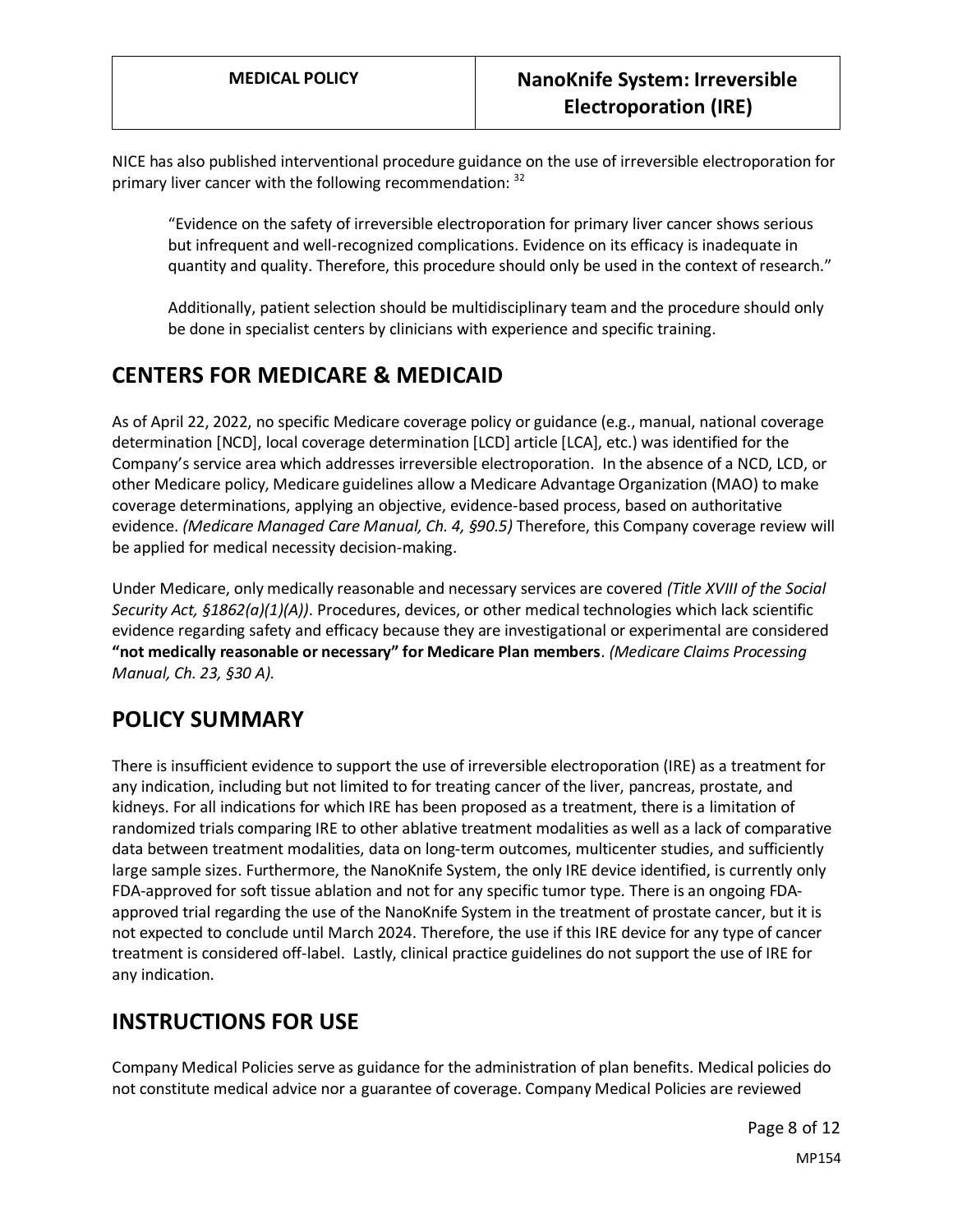NICE has also published interventional procedure guidance on the use of irreversible electroporation for primary liver cancer with the following recommendation: [32]

> "Evidence on the safety of irreversible electroporation for primary liver cancer shows serious but infrequent and well-recognized complications. Evidence on its efficacy is inadequate in quantity and quality. Therefore, this procedure should only be used in the context of research."
>
> Additionally, patient selection should be multidisciplinary team and the procedure should only be done in specialist centers by clinicians with experience and specific training.

## CENTERS FOR MEDICARE & MEDICAID

As of April 22, 2022, no specific Medicare coverage policy or guidance (e.g., manual, national coverage determination [NCD], local coverage determination [LCD] article [LCA], etc.) was identified for the Company's service area which addresses irreversible electroporation. In the absence of a NCD, LCD, or other Medicare policy, Medicare guidelines allow a Medicare Advantage Organization (MAO) to make coverage determinations, applying an objective, evidence-based process, based on authoritative evidence. *(Medicare Managed Care Manual, Ch. 4, §90.5)* Therefore, this Company coverage review will be applied for medical necessity decision-making.

Under Medicare, only medically reasonable and necessary services are covered *(Title XVIII of the Social Security Act, §1862(a)(1)(A))*. Procedures, devices, or other medical technologies which lack scientific evidence regarding safety and efficacy because they are investigational or experimental are considered **"not medically reasonable or necessary" for Medicare Plan members**. *(Medicare Claims Processing Manual, Ch. 23, §30 A).*

## POLICY SUMMARY

There is insufficient evidence to support the use of irreversible electroporation (IRE) as a treatment for any indication, including but not limited to for treating cancer of the liver, pancreas, prostate, and kidneys. For all indications for which IRE has been proposed as a treatment, there is a limitation of randomized trials comparing IRE to other ablative treatment modalities as well as a lack of comparative data between treatment modalities, data on long-term outcomes, multicenter studies, and sufficiently large sample sizes. Furthermore, the NanoKnife System, the only IRE device identified, is currently only FDA-approved for soft tissue ablation and not for any specific tumor type. There is an ongoing FDA-approved trial regarding the use of the NanoKnife System in the treatment of prostate cancer, but it is not expected to conclude until March 2024. Therefore, the use if this IRE device for any type of cancer treatment is considered off-label. Lastly, clinical practice guidelines do not support the use of IRE for any indication.

## INSTRUCTIONS FOR USE

Company Medical Policies serve as guidance for the administration of plan benefits. Medical policies do not constitute medical advice nor a guarantee of coverage. Company Medical Policies are reviewed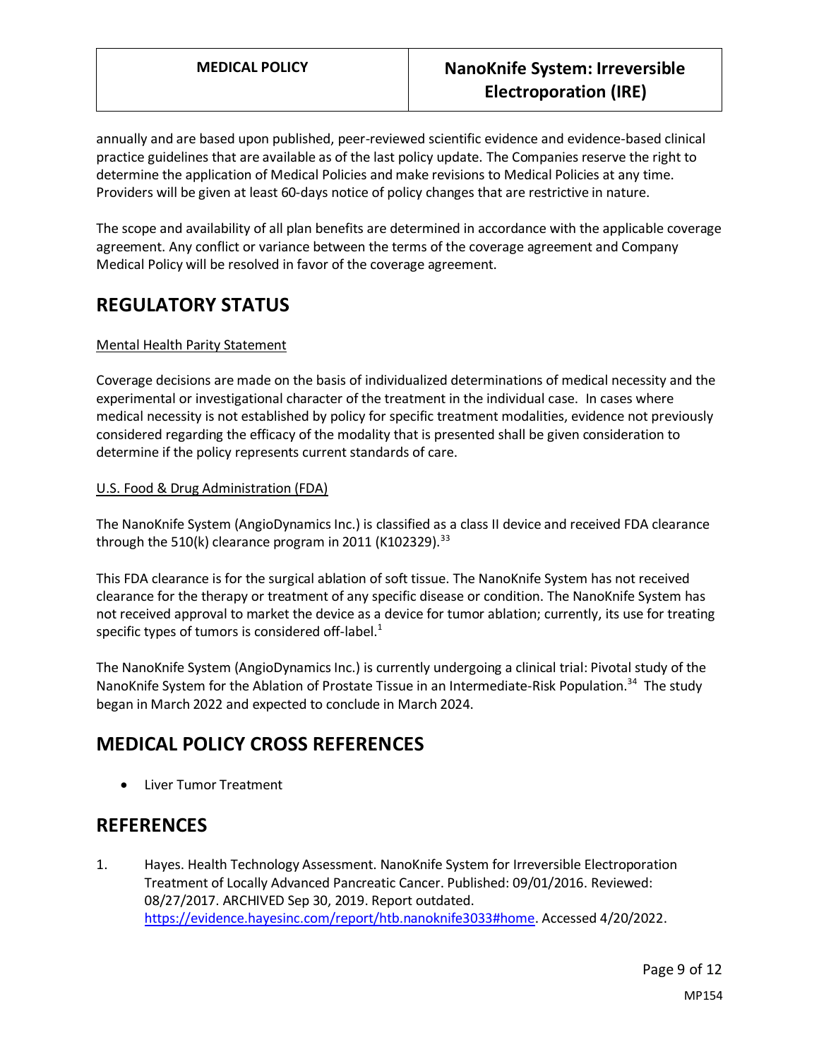annually and are based upon published, peer-reviewed scientific evidence and evidence-based clinical practice guidelines that are available as of the last policy update. The Companies reserve the right to determine the application of Medical Policies and make revisions to Medical Policies at any time. Providers will be given at least 60-days notice of policy changes that are restrictive in nature.

The scope and availability of all plan benefits are determined in accordance with the applicable coverage agreement. Any conflict or variance between the terms of the coverage agreement and Company Medical Policy will be resolved in favor of the coverage agreement.

## REGULATORY STATUS

Mental Health Parity Statement

Coverage decisions are made on the basis of individualized determinations of medical necessity and the experimental or investigational character of the treatment in the individual case. In cases where medical necessity is not established by policy for specific treatment modalities, evidence not previously considered regarding the efficacy of the modality that is presented shall be given consideration to determine if the policy represents current standards of care.

U.S. Food & Drug Administration (FDA)

The NanoKnife System (AngioDynamics Inc.) is classified as a class II device and received FDA clearance through the 510(k) clearance program in 2011 (K102329).[33]

This FDA clearance is for the surgical ablation of soft tissue. The NanoKnife System has not received clearance for the therapy or treatment of any specific disease or condition. The NanoKnife System has not received approval to market the device as a device for tumor ablation; currently, its use for treating specific types of tumors is considered off-label.[1]

The NanoKnife System (AngioDynamics Inc.) is currently undergoing a clinical trial: Pivotal study of the NanoKnife System for the Ablation of Prostate Tissue in an Intermediate-Risk Population.[34] The study began in March 2022 and expected to conclude in March 2024.

## MEDICAL POLICY CROSS REFERENCES

- Liver Tumor Treatment

## REFERENCES

1. Hayes. Health Technology Assessment. NanoKnife System for Irreversible Electroporation Treatment of Locally Advanced Pancreatic Cancer. Published: 09/01/2016. Reviewed: 08/27/2017. ARCHIVED Sep 30, 2019. Report outdated. https://evidence.hayesinc.com/report/htb.nanoknife3033#home. Accessed 4/20/2022.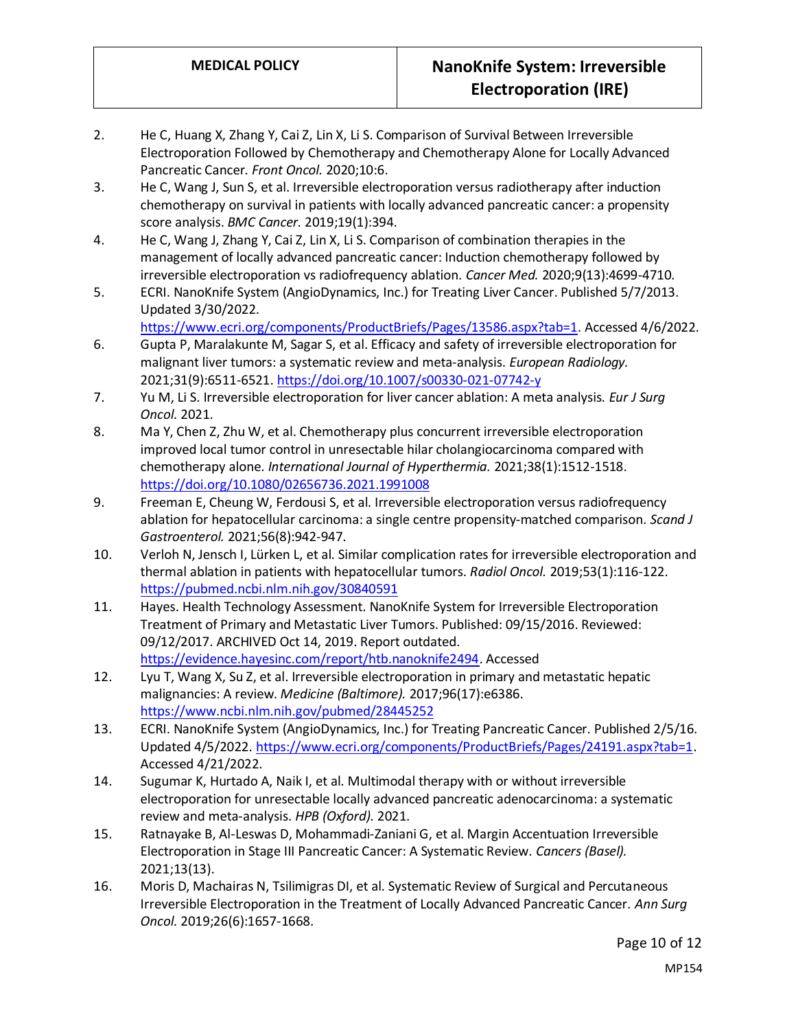2. He C, Huang X, Zhang Y, Cai Z, Lin X, Li S. Comparison of Survival Between Irreversible Electroporation Followed by Chemotherapy and Chemotherapy Alone for Locally Advanced Pancreatic Cancer. *Front Oncol.* 2020;10:6.
3. He C, Wang J, Sun S, et al. Irreversible electroporation versus radiotherapy after induction chemotherapy on survival in patients with locally advanced pancreatic cancer: a propensity score analysis. *BMC Cancer.* 2019;19(1):394.
4. He C, Wang J, Zhang Y, Cai Z, Lin X, Li S. Comparison of combination therapies in the management of locally advanced pancreatic cancer: Induction chemotherapy followed by irreversible electroporation vs radiofrequency ablation. *Cancer Med.* 2020;9(13):4699-4710.
5. ECRI. NanoKnife System (AngioDynamics, Inc.) for Treating Liver Cancer. Published 5/7/2013. Updated 3/30/2022. https://www.ecri.org/components/ProductBriefs/Pages/13586.aspx?tab=1. Accessed 4/6/2022.
6. Gupta P, Maralakunte M, Sagar S, et al. Efficacy and safety of irreversible electroporation for malignant liver tumors: a systematic review and meta-analysis. *European Radiology.* 2021;31(9):6511-6521. https://doi.org/10.1007/s00330-021-07742-y
7. Yu M, Li S. Irreversible electroporation for liver cancer ablation: A meta analysis. *Eur J Surg Oncol.* 2021.
8. Ma Y, Chen Z, Zhu W, et al. Chemotherapy plus concurrent irreversible electroporation improved local tumor control in unresectable hilar cholangiocarcinoma compared with chemotherapy alone. *International Journal of Hyperthermia.* 2021;38(1):1512-1518. https://doi.org/10.1080/02656736.2021.1991008
9. Freeman E, Cheung W, Ferdousi S, et al. Irreversible electroporation versus radiofrequency ablation for hepatocellular carcinoma: a single centre propensity-matched comparison. *Scand J Gastroenterol.* 2021;56(8):942-947.
10. Verloh N, Jensch I, Lürken L, et al. Similar complication rates for irreversible electroporation and thermal ablation in patients with hepatocellular tumors. *Radiol Oncol.* 2019;53(1):116-122. https://pubmed.ncbi.nlm.nih.gov/30840591
11. Hayes. Health Technology Assessment. NanoKnife System for Irreversible Electroporation Treatment of Primary and Metastatic Liver Tumors. Published: 09/15/2016. Reviewed: 09/12/2017. ARCHIVED Oct 14, 2019. Report outdated. https://evidence.hayesinc.com/report/htb.nanoknife2494. Accessed
12. Lyu T, Wang X, Su Z, et al. Irreversible electroporation in primary and metastatic hepatic malignancies: A review. *Medicine (Baltimore).* 2017;96(17):e6386. https://www.ncbi.nlm.nih.gov/pubmed/28445252
13. ECRI. NanoKnife System (AngioDynamics, Inc.) for Treating Pancreatic Cancer. Published 2/5/16. Updated 4/5/2022. https://www.ecri.org/components/ProductBriefs/Pages/24191.aspx?tab=1. Accessed 4/21/2022.
14. Sugumar K, Hurtado A, Naik I, et al. Multimodal therapy with or without irreversible electroporation for unresectable locally advanced pancreatic adenocarcinoma: a systematic review and meta-analysis. *HPB (Oxford).* 2021.
15. Ratnayake B, Al-Leswas D, Mohammadi-Zaniani G, et al. Margin Accentuation Irreversible Electroporation in Stage III Pancreatic Cancer: A Systematic Review. *Cancers (Basel).* 2021;13(13).
16. Moris D, Machairas N, Tsilimigras DI, et al. Systematic Review of Surgical and Percutaneous Irreversible Electroporation in the Treatment of Locally Advanced Pancreatic Cancer. *Ann Surg Oncol.* 2019;26(6):1657-1668.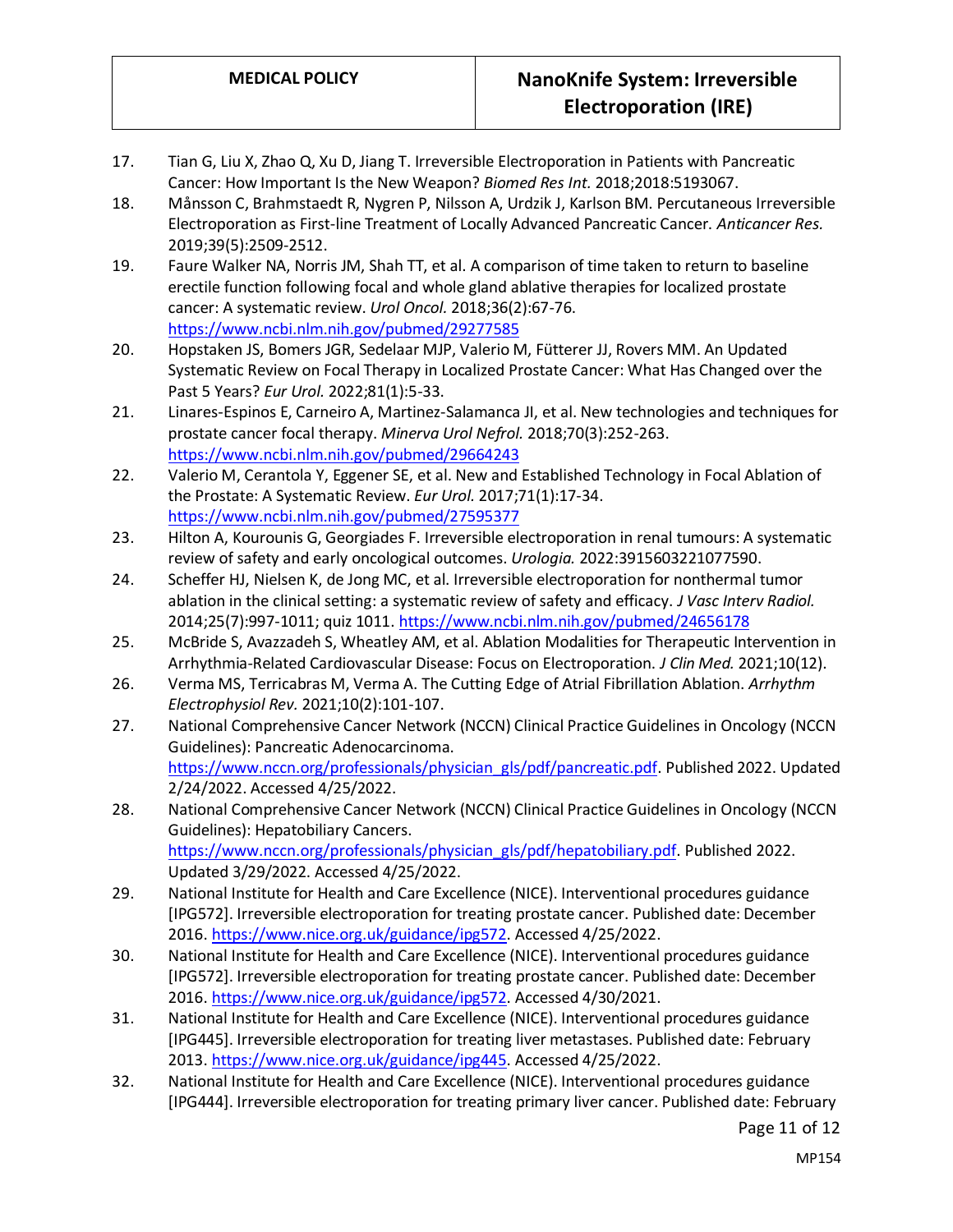17. Tian G, Liu X, Zhao Q, Xu D, Jiang T. Irreversible Electroporation in Patients with Pancreatic Cancer: How Important Is the New Weapon? *Biomed Res Int.* 2018;2018:5193067.
18. Månsson C, Brahmstaedt R, Nygren P, Nilsson A, Urdzik J, Karlson BM. Percutaneous Irreversible Electroporation as First-line Treatment of Locally Advanced Pancreatic Cancer. *Anticancer Res.* 2019;39(5):2509-2512.
19. Faure Walker NA, Norris JM, Shah TT, et al. A comparison of time taken to return to baseline erectile function following focal and whole gland ablative therapies for localized prostate cancer: A systematic review. *Urol Oncol.* 2018;36(2):67-76. https://www.ncbi.nlm.nih.gov/pubmed/29277585
20. Hopstaken JS, Bomers JGR, Sedelaar MJP, Valerio M, Fütterer JJ, Rovers MM. An Updated Systematic Review on Focal Therapy in Localized Prostate Cancer: What Has Changed over the Past 5 Years? *Eur Urol.* 2022;81(1):5-33.
21. Linares-Espinos E, Carneiro A, Martinez-Salamanca JI, et al. New technologies and techniques for prostate cancer focal therapy. *Minerva Urol Nefrol.* 2018;70(3):252-263. https://www.ncbi.nlm.nih.gov/pubmed/29664243
22. Valerio M, Cerantola Y, Eggener SE, et al. New and Established Technology in Focal Ablation of the Prostate: A Systematic Review. *Eur Urol.* 2017;71(1):17-34. https://www.ncbi.nlm.nih.gov/pubmed/27595377
23. Hilton A, Kourounis G, Georgiades F. Irreversible electroporation in renal tumours: A systematic review of safety and early oncological outcomes. *Urologia.* 2022:3915603221077590.
24. Scheffer HJ, Nielsen K, de Jong MC, et al. Irreversible electroporation for nonthermal tumor ablation in the clinical setting: a systematic review of safety and efficacy. *J Vasc Interv Radiol.* 2014;25(7):997-1011; quiz 1011. https://www.ncbi.nlm.nih.gov/pubmed/24656178
25. McBride S, Avazzadeh S, Wheatley AM, et al. Ablation Modalities for Therapeutic Intervention in Arrhythmia-Related Cardiovascular Disease: Focus on Electroporation. *J Clin Med.* 2021;10(12).
26. Verma MS, Terricabras M, Verma A. The Cutting Edge of Atrial Fibrillation Ablation. *Arrhythm Electrophysiol Rev.* 2021;10(2):101-107.
27. National Comprehensive Cancer Network (NCCN) Clinical Practice Guidelines in Oncology (NCCN Guidelines): Pancreatic Adenocarcinoma. https://www.nccn.org/professionals/physician_gls/pdf/pancreatic.pdf. Published 2022. Updated 2/24/2022. Accessed 4/25/2022.
28. National Comprehensive Cancer Network (NCCN) Clinical Practice Guidelines in Oncology (NCCN Guidelines): Hepatobiliary Cancers. https://www.nccn.org/professionals/physician_gls/pdf/hepatobiliary.pdf. Published 2022. Updated 3/29/2022. Accessed 4/25/2022.
29. National Institute for Health and Care Excellence (NICE). Interventional procedures guidance [IPG572]. Irreversible electroporation for treating prostate cancer. Published date: December 2016. https://www.nice.org.uk/guidance/ipg572. Accessed 4/25/2022.
30. National Institute for Health and Care Excellence (NICE). Interventional procedures guidance [IPG572]. Irreversible electroporation for treating prostate cancer. Published date: December 2016. https://www.nice.org.uk/guidance/ipg572. Accessed 4/30/2021.
31. National Institute for Health and Care Excellence (NICE). Interventional procedures guidance [IPG445]. Irreversible electroporation for treating liver metastases. Published date: February 2013. https://www.nice.org.uk/guidance/ipg445. Accessed 4/25/2022.
32. National Institute for Health and Care Excellence (NICE). Interventional procedures guidance [IPG444]. Irreversible electroporation for treating primary liver cancer. Published date: February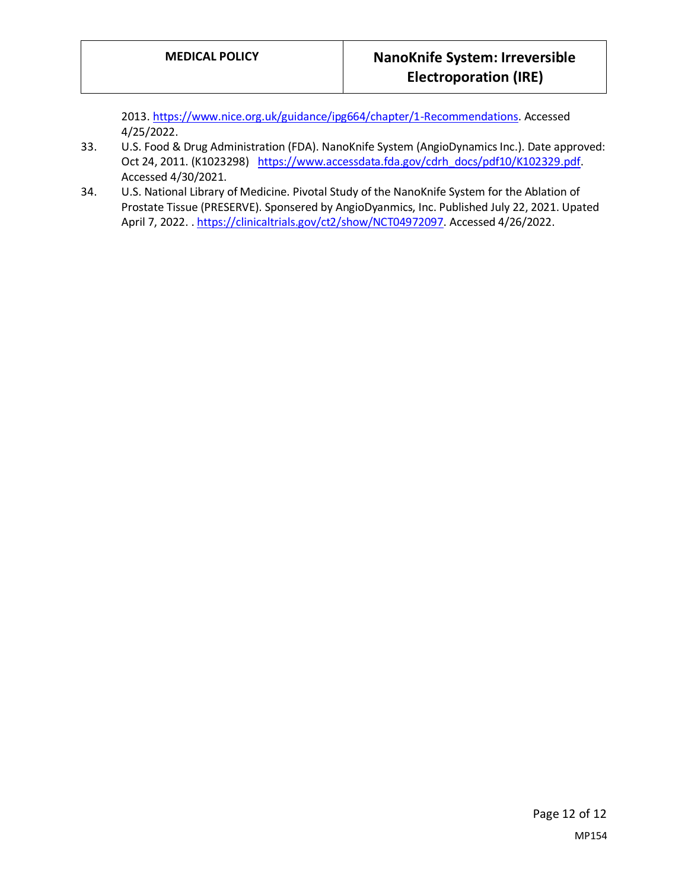2013. https://www.nice.org.uk/guidance/ipg664/chapter/1-Recommendations. Accessed 4/25/2022.

33. U.S. Food & Drug Administration (FDA). NanoKnife System (AngioDynamics Inc.). Date approved: Oct 24, 2011. (K1023298) https://www.accessdata.fda.gov/cdrh_docs/pdf10/K102329.pdf. Accessed 4/30/2021.
34. U.S. National Library of Medicine. Pivotal Study of the NanoKnife System for the Ablation of Prostate Tissue (PRESERVE). Sponsered by AngioDyanmics, Inc. Published July 22, 2021. Upated April 7, 2022. . https://clinicaltrials.gov/ct2/show/NCT04972097. Accessed 4/26/2022.